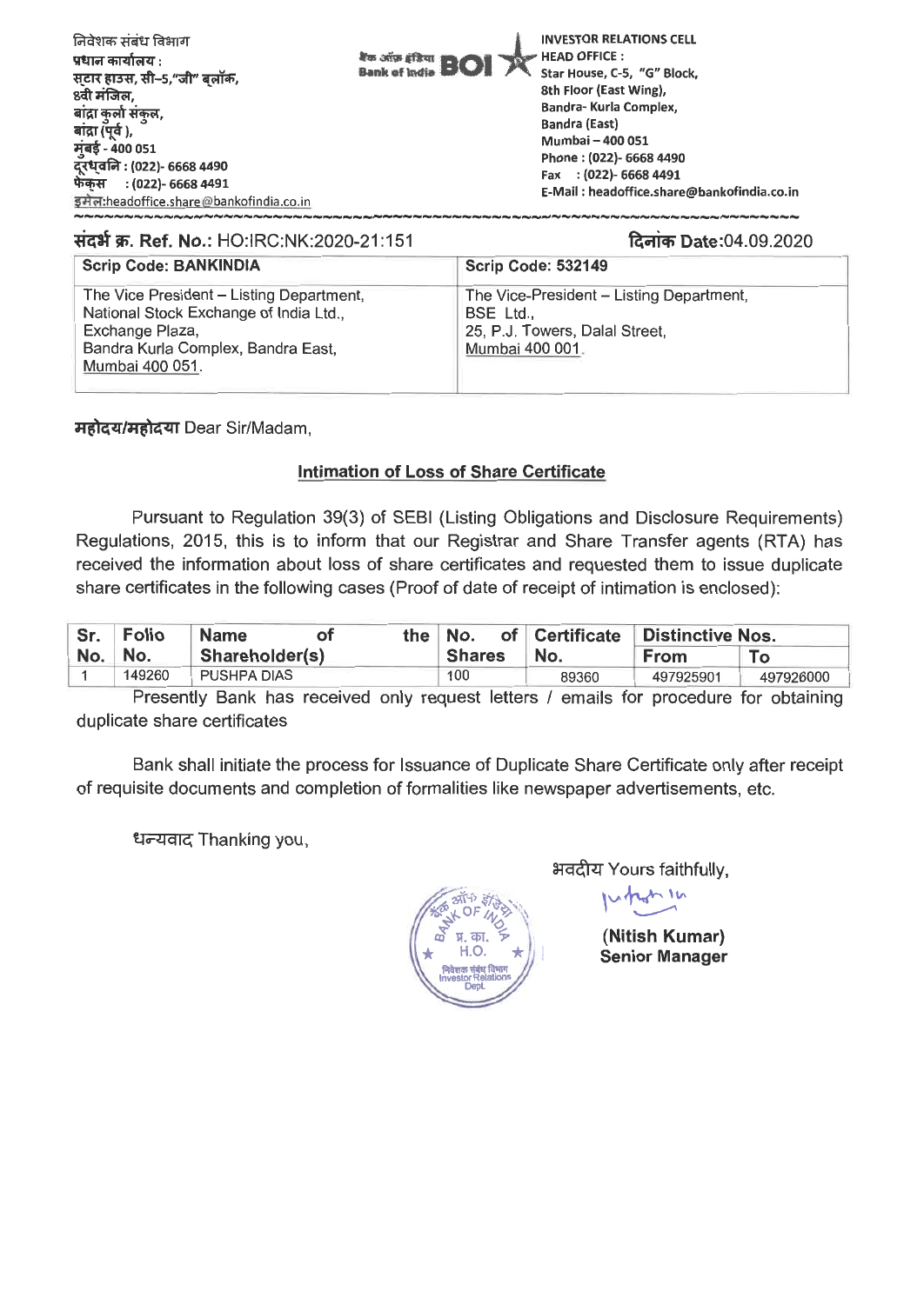निवेशक संबंध विभाग
प्रधान कार्यालय :
स्टार हाउस, सी–5,"जी" ब्लॉक,
8वी मंजिल,
बांद्रा कुर्ला संकुल,
बांद्रा (पूर्व ),
मुंबई - 400 051
दूरध्वनि : (022)- 6668 4490
फेक्स : (022)- 6668 4491
इमेल:headoffice.share@bankofindia.co.in

बैंक ऑफ़ इंडिया Bank of India BOI

INVESTOR RELATIONS CELL
HEAD OFFICE :
Star House, C-5, "G" Block,
8th Floor (East Wing),
Bandra- Kurla Complex,
Bandra (East)
Mumbai – 400 051
Phone : (022)- 6668 4490
Fax : (022)- 6668 4491
E-Mail : headoffice.share@bankofindia.co.in

**संदर्भ क्र. Ref. No.:** HO:IRC:NK:2020-21:151

**दिनांक Date:**04.09.2020

| Scrip Code: BANKINDIA | Scrip Code: 532149 |
|---|---|
| The Vice President – Listing Department, National Stock Exchange of India Ltd., Exchange Plaza, Bandra Kurla Complex, Bandra East, Mumbai 400 051. | The Vice-President – Listing Department, BSE Ltd., 25, P.J. Towers, Dalal Street, Mumbai 400 001. |

**महोदय/महोदया** Dear Sir/Madam,

**Intimation of Loss of Share Certificate**

Pursuant to Regulation 39(3) of SEBI (Listing Obligations and Disclosure Requirements) Regulations, 2015, this is to inform that our Registrar and Share Transfer agents (RTA) has received the information about loss of share certificates and requested them to issue duplicate share certificates in the following cases (Proof of date of receipt of intimation is enclosed):

| Sr. No. | Folio No. | Name of the Shareholder(s) | No. of Shares | Certificate No. | Distinctive Nos. | |
|---|---|---|---|---|---|---|
| | | | | | From | To |
| 1 | 149260 | PUSHPA DIAS | 100 | 89360 | 497925901 | 497926000 |

Presently Bank has received only request letters / emails for procedure for obtaining duplicate share certificates

Bank shall initiate the process for Issuance of Duplicate Share Certificate only after receipt of requisite documents and completion of formalities like newspaper advertisements, etc.

धन्यवाद Thanking you,

भवदीय Yours faithfully,

**(Nitish Kumar)**
**Senior Manager**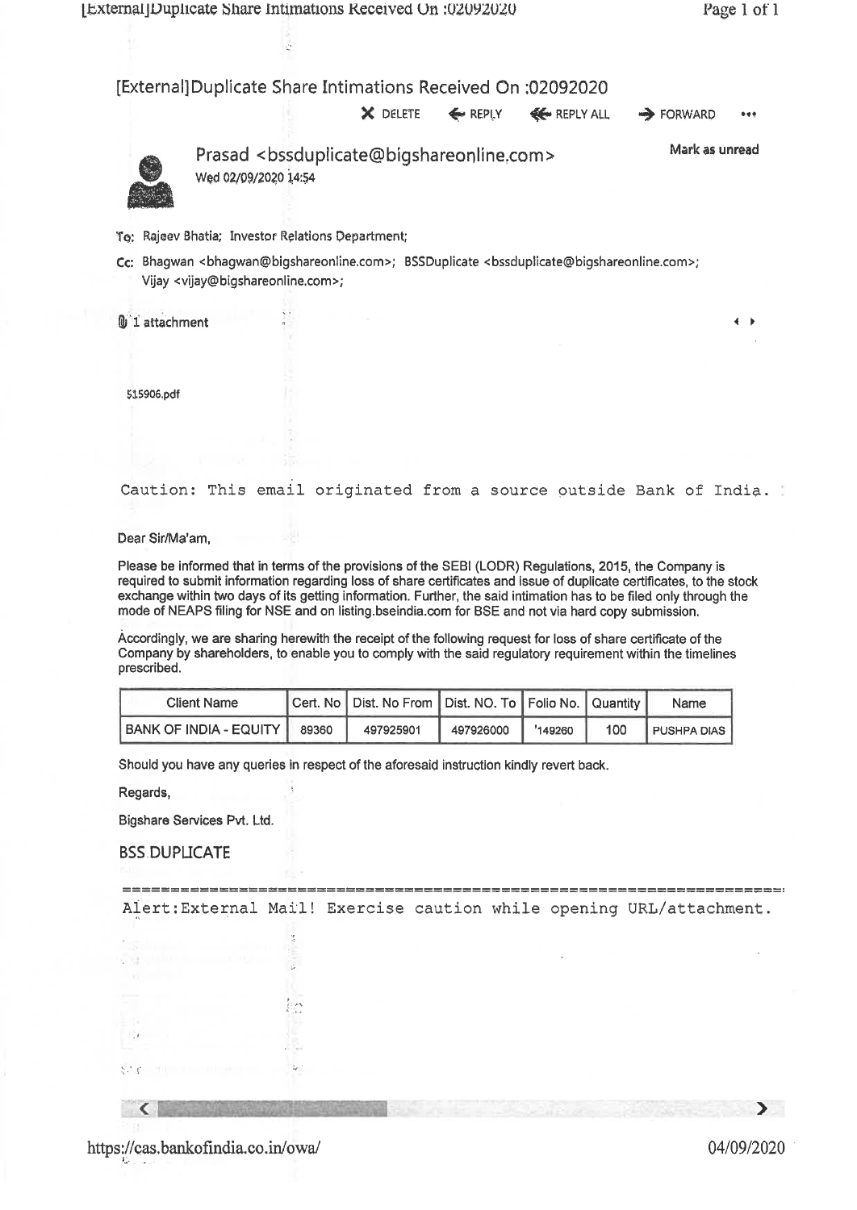# [External]Duplicate Share Intimations Received On :02092020

DELETE REPLY REPLY ALL FORWARD

**Prasad <bssduplicate@bigshareonline.com>**

Wed 02/09/2020 14:54

Mark as unread

To: Rajeev Bhatia; Investor Relations Department;

Cc: Bhagwan <bhagwan@bigshareonline.com>; BSSDuplicate <bssduplicate@bigshareonline.com>; Vijay <vijay@bigshareonline.com>;

1 attachment

515906.pdf

```
Caution: This email originated from a source outside Bank of India.
```

Dear Sir/Ma'am,

Please be informed that in terms of the provisions of the SEBI (LODR) Regulations, 2015, the Company is required to submit information regarding loss of share certificates and issue of duplicate certificates, to the stock exchange within two days of its getting information. Further, the said intimation has to be filed only through the mode of NEAPS filing for NSE and on listing.bseindia.com for BSE and not via hard copy submission.

Accordingly, we are sharing herewith the receipt of the following request for loss of share certificate of the Company by shareholders, to enable you to comply with the said regulatory requirement within the timelines prescribed.

| Client Name | Cert. No | Dist. No From | Dist. NO. To | Folio No. | Quantity | Name |
|---|---|---|---|---|---|---|
| BANK OF INDIA - EQUITY | 89360 | 497925901 | 497926000 | '149260 | 100 | PUSHPA DIAS |

Should you have any queries in respect of the aforesaid instruction kindly revert back.

Regards,

Bigshare Services Pvt. Ltd.

BSS DUPLICATE

```
=====================================================================
Alert:External Mail! Exercise caution while opening URL/attachment.
```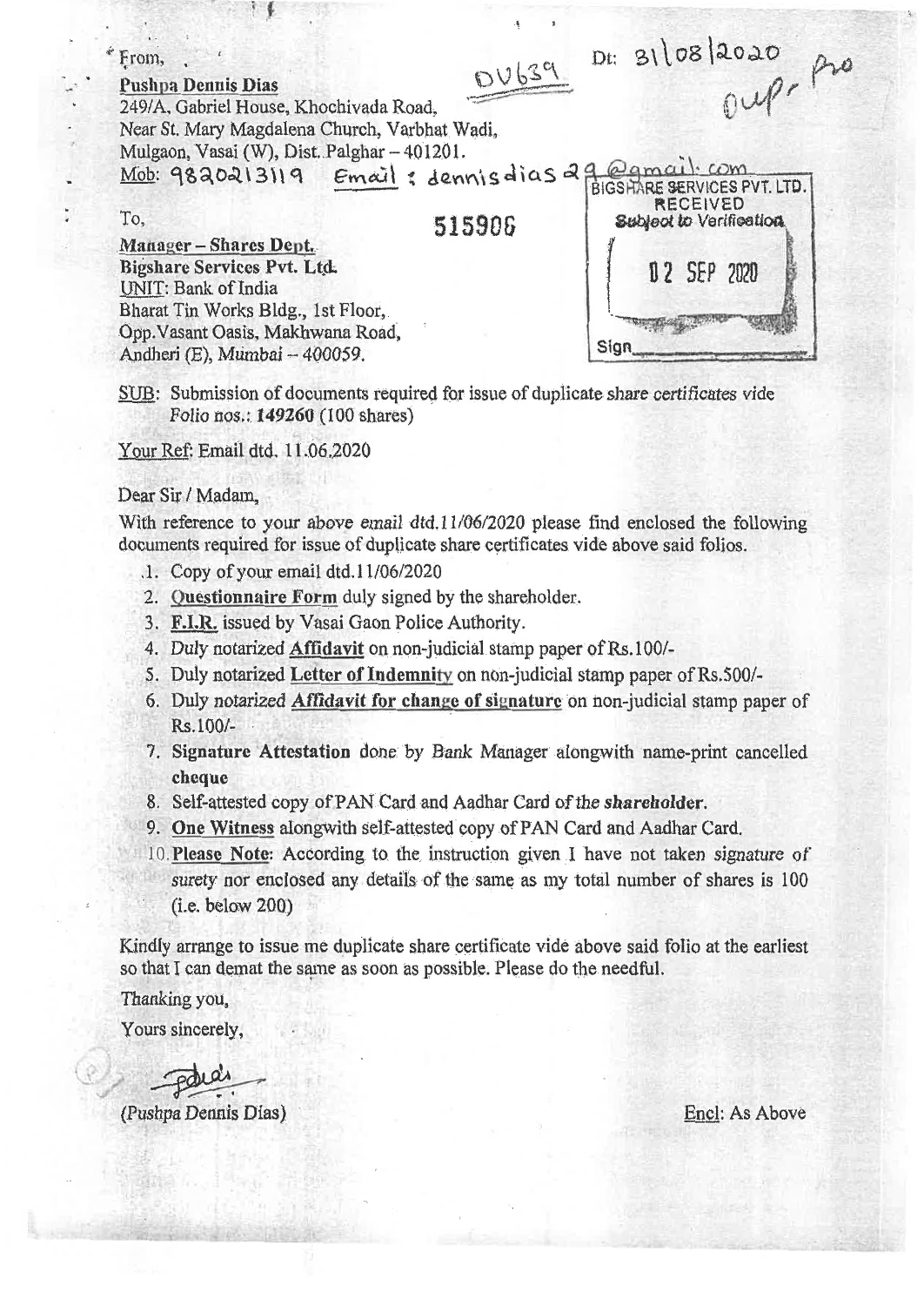From,

**Pushpa Dennis Dias**
249/A, Gabriel House, Khochivada Road,
Near St. Mary Magdalena Church, Varbhat Wadi,
Mulgaon, Vasai (W), Dist. Palghar – 401201.
Mob: 9820213119 Email : dennisdias29@gmail.com

DV639

Dt: 31/08/2020

Oup. Pro

BIGSHARE SERVICES PVT. LTD.
RECEIVED
Subject to Verification
02 SEP 2020
Sign\_\_\_\_\_\_\_\_\_\_

To,

**Manager – Shares Dept.**
**Bigshare Services Pvt. Ltd.**
UNIT: Bank of India
Bharat Tin Works Bldg., 1st Floor,
Opp.Vasant Oasis, Makhwana Road,
Andheri (E), Mumbai – 400059.

515906

SUB: Submission of documents required for issue of duplicate share certificates vide Folio nos.: **149260** (100 shares)

Your Ref: Email dtd. 11.06.2020

Dear Sir / Madam,

With reference to your above email dtd.11/06/2020 please find enclosed the following documents required for issue of duplicate share certificates vide above said folios.

1. Copy of your email dtd.11/06/2020
2. **Questionnaire Form** duly signed by the shareholder.
3. **F.I.R.** issued by Vasai Gaon Police Authority.
4. Duly notarized **Affidavit** on non-judicial stamp paper of Rs.100/-
5. Duly notarized **Letter of Indemnity** on non-judicial stamp paper of Rs.500/-
6. Duly notarized **Affidavit for change of signature** on non-judicial stamp paper of Rs.100/-
7. **Signature Attestation** done by Bank Manager alongwith name-print cancelled **cheque**
8. Self-attested copy of PAN Card and Aadhar Card of the **shareholder**.
9. **One Witness** alongwith self-attested copy of PAN Card and Aadhar Card.
10. **Please Note**: According to the instruction given I have not taken signature of surety nor enclosed any details of the same as my total number of shares is 100 (i.e. below 200)

Kindly arrange to issue me duplicate share certificate vide above said folio at the earliest so that I can demat the same as soon as possible. Please do the needful.

Thanking you,

Yours sincerely,

(Pushpa Dennis Dias)

Encl: As Above